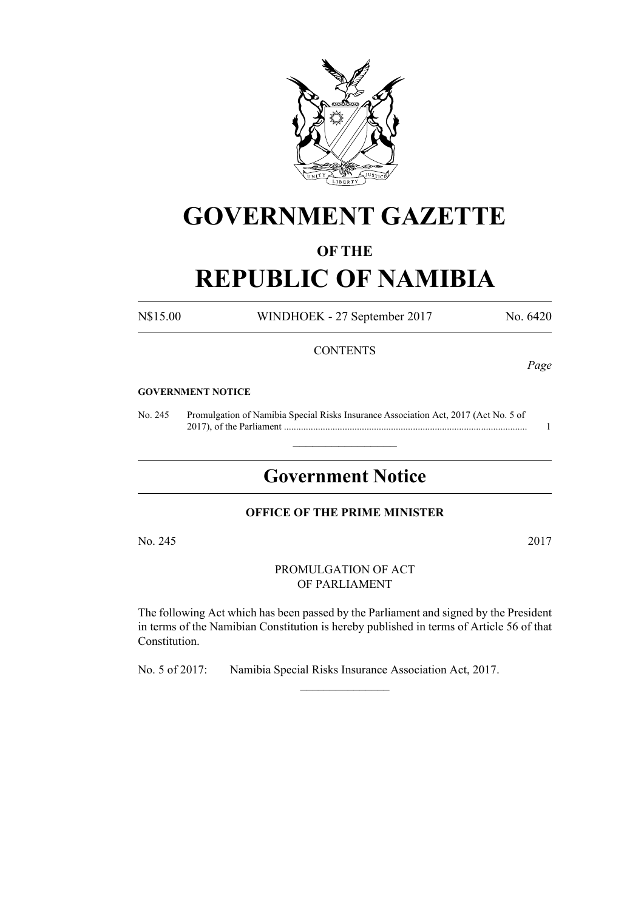# GOVERNMENT GAZETTE

### OF THE

# REPUBLIC OF NAMIBIA

| | | |
|---|---|---|
| N$15.00 | WINDHOEK - 27 September 2017 | No. 6420 |

CONTENTS

*Page*

**GOVERNMENT NOTICE**

No. 245 Promulgation of Namibia Special Risks Insurance Association Act, 2017 (Act No. 5 of 2017), of the Parliament .................................................................................................... 1

## Government Notice

**OFFICE OF THE PRIME MINISTER**

No. 245 2017

PROMULGATION OF ACT
OF PARLIAMENT

The following Act which has been passed by the Parliament and signed by the President in terms of the Namibian Constitution is hereby published in terms of Article 56 of that Constitution.

No. 5 of 2017: Namibia Special Risks Insurance Association Act, 2017.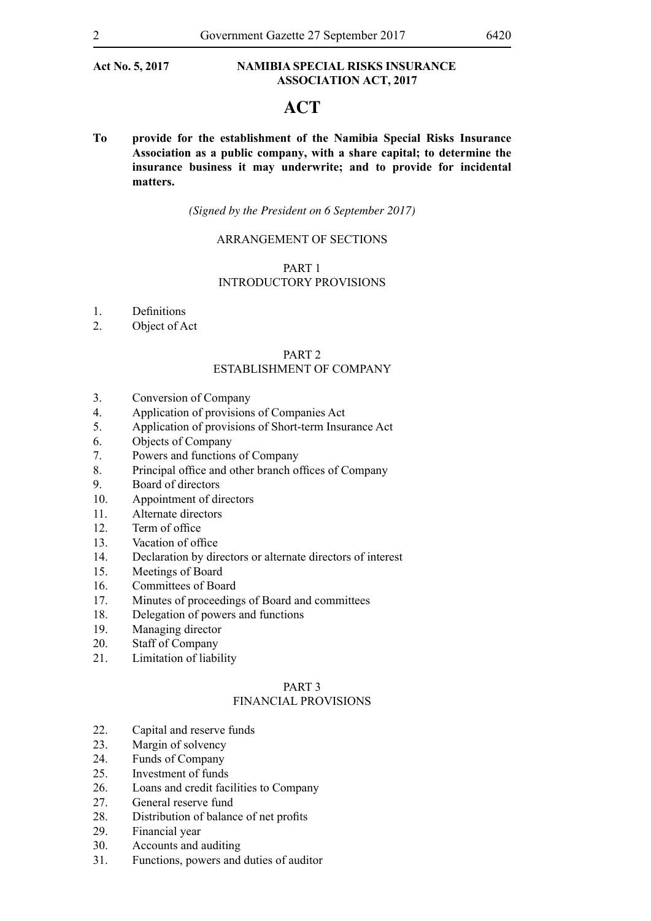**Act No. 5, 2017** **NAMIBIA SPECIAL RISKS INSURANCE ASSOCIATION ACT, 2017**

# ACT

**To provide for the establishment of the Namibia Special Risks Insurance Association as a public company, with a share capital; to determine the insurance business it may underwrite; and to provide for incidental matters.**

*(Signed by the President on 6 September 2017)*

ARRANGEMENT OF SECTIONS

PART 1
INTRODUCTORY PROVISIONS

1. Definitions
2. Object of Act

PART 2
ESTABLISHMENT OF COMPANY

3. Conversion of Company
4. Application of provisions of Companies Act
5. Application of provisions of Short-term Insurance Act
6. Objects of Company
7. Powers and functions of Company
8. Principal office and other branch offices of Company
9. Board of directors
10. Appointment of directors
11. Alternate directors
12. Term of office
13. Vacation of office
14. Declaration by directors or alternate directors of interest
15. Meetings of Board
16. Committees of Board
17. Minutes of proceedings of Board and committees
18. Delegation of powers and functions
19. Managing director
20. Staff of Company
21. Limitation of liability

PART 3
FINANCIAL PROVISIONS

22. Capital and reserve funds
23. Margin of solvency
24. Funds of Company
25. Investment of funds
26. Loans and credit facilities to Company
27. General reserve fund
28. Distribution of balance of net profits
29. Financial year
30. Accounts and auditing
31. Functions, powers and duties of auditor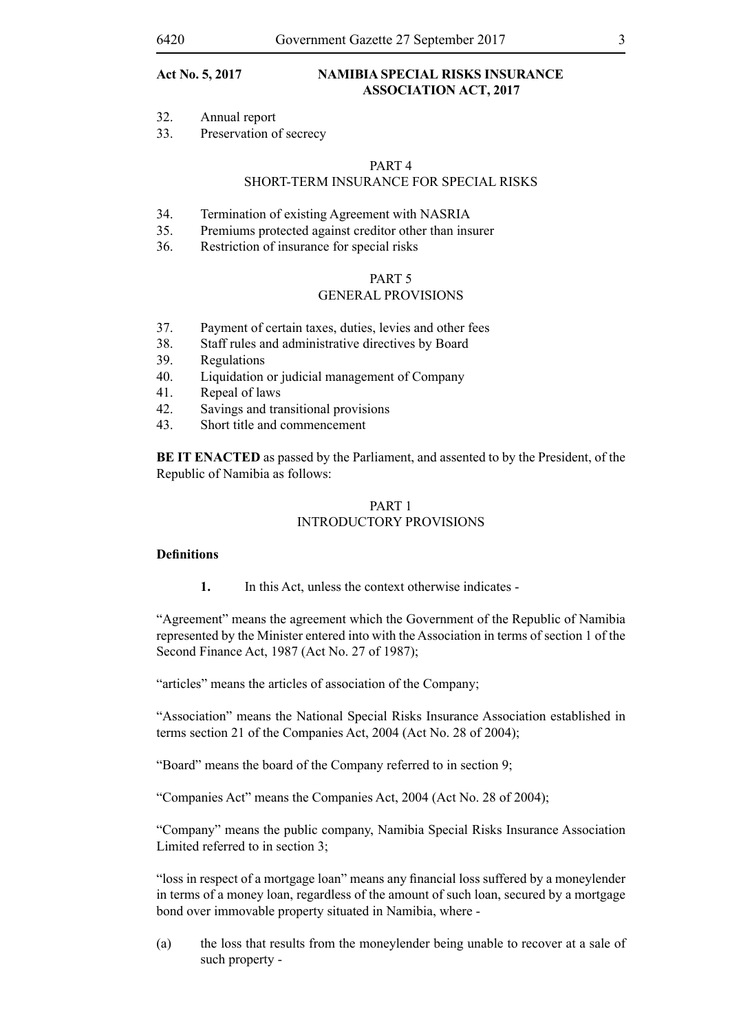32. Annual report
33. Preservation of secrecy

PART 4
SHORT-TERM INSURANCE FOR SPECIAL RISKS

34. Termination of existing Agreement with NASRIA
35. Premiums protected against creditor other than insurer
36. Restriction of insurance for special risks

PART 5
GENERAL PROVISIONS

37. Payment of certain taxes, duties, levies and other fees
38. Staff rules and administrative directives by Board
39. Regulations
40. Liquidation or judicial management of Company
41. Repeal of laws
42. Savings and transitional provisions
43. Short title and commencement

**BE IT ENACTED** as passed by the Parliament, and assented to by the President, of the Republic of Namibia as follows:

## PART 1
## INTRODUCTORY PROVISIONS

**Definitions**

**1.** In this Act, unless the context otherwise indicates -

"Agreement" means the agreement which the Government of the Republic of Namibia represented by the Minister entered into with the Association in terms of section 1 of the Second Finance Act, 1987 (Act No. 27 of 1987);

"articles" means the articles of association of the Company;

"Association" means the National Special Risks Insurance Association established in terms section 21 of the Companies Act, 2004 (Act No. 28 of 2004);

"Board" means the board of the Company referred to in section 9;

"Companies Act" means the Companies Act, 2004 (Act No. 28 of 2004);

"Company" means the public company, Namibia Special Risks Insurance Association Limited referred to in section 3;

"loss in respect of a mortgage loan" means any financial loss suffered by a moneylender in terms of a money loan, regardless of the amount of such loan, secured by a mortgage bond over immovable property situated in Namibia, where -

(a) the loss that results from the moneylender being unable to recover at a sale of such property -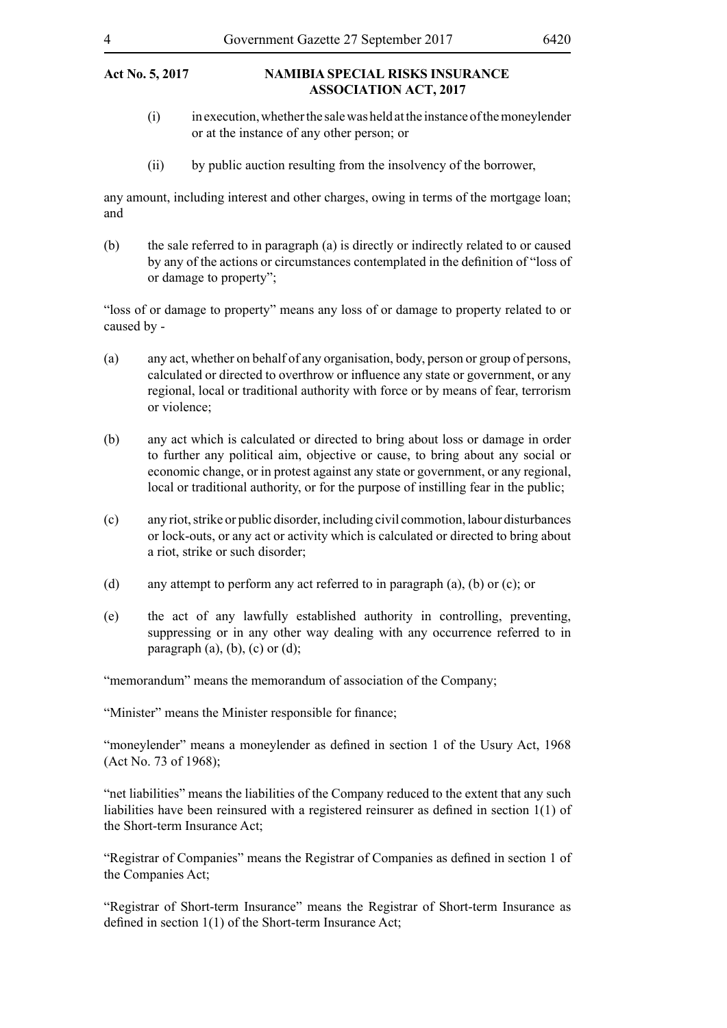(i) in execution, whether the sale was held at the instance of the moneylender or at the instance of any other person; or

(ii) by public auction resulting from the insolvency of the borrower,

any amount, including interest and other charges, owing in terms of the mortgage loan; and

(b) the sale referred to in paragraph (a) is directly or indirectly related to or caused by any of the actions or circumstances contemplated in the definition of "loss of or damage to property";

"loss of or damage to property" means any loss of or damage to property related to or caused by -

(a) any act, whether on behalf of any organisation, body, person or group of persons, calculated or directed to overthrow or influence any state or government, or any regional, local or traditional authority with force or by means of fear, terrorism or violence;

(b) any act which is calculated or directed to bring about loss or damage in order to further any political aim, objective or cause, to bring about any social or economic change, or in protest against any state or government, or any regional, local or traditional authority, or for the purpose of instilling fear in the public;

(c) any riot, strike or public disorder, including civil commotion, labour disturbances or lock-outs, or any act or activity which is calculated or directed to bring about a riot, strike or such disorder;

(d) any attempt to perform any act referred to in paragraph (a), (b) or (c); or

(e) the act of any lawfully established authority in controlling, preventing, suppressing or in any other way dealing with any occurrence referred to in paragraph (a), (b), (c) or (d);

"memorandum" means the memorandum of association of the Company;

"Minister" means the Minister responsible for finance;

"moneylender" means a moneylender as defined in section 1 of the Usury Act, 1968 (Act No. 73 of 1968);

"net liabilities" means the liabilities of the Company reduced to the extent that any such liabilities have been reinsured with a registered reinsurer as defined in section 1(1) of the Short-term Insurance Act;

"Registrar of Companies" means the Registrar of Companies as defined in section 1 of the Companies Act;

"Registrar of Short-term Insurance" means the Registrar of Short-term Insurance as defined in section 1(1) of the Short-term Insurance Act;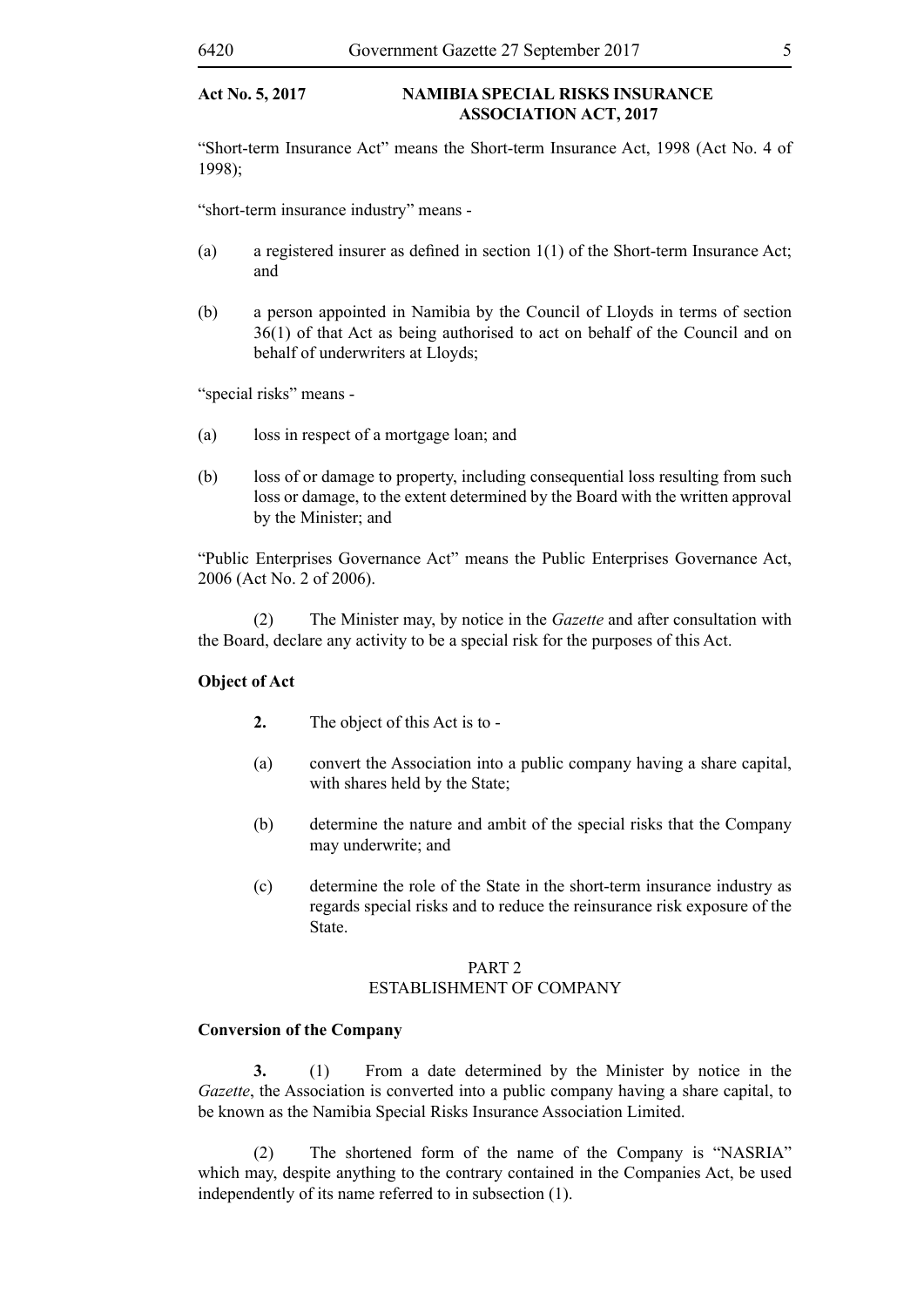"Short-term Insurance Act" means the Short-term Insurance Act, 1998 (Act No. 4 of 1998);

"short-term insurance industry" means -

(a) a registered insurer as defined in section 1(1) of the Short-term Insurance Act; and

(b) a person appointed in Namibia by the Council of Lloyds in terms of section 36(1) of that Act as being authorised to act on behalf of the Council and on behalf of underwriters at Lloyds;

"special risks" means -

(a) loss in respect of a mortgage loan; and

(b) loss of or damage to property, including consequential loss resulting from such loss or damage, to the extent determined by the Board with the written approval by the Minister; and

"Public Enterprises Governance Act" means the Public Enterprises Governance Act, 2006 (Act No. 2 of 2006).

(2) The Minister may, by notice in the *Gazette* and after consultation with the Board, declare any activity to be a special risk for the purposes of this Act.

**Object of Act**

**2.** The object of this Act is to -

(a) convert the Association into a public company having a share capital, with shares held by the State;

(b) determine the nature and ambit of the special risks that the Company may underwrite; and

(c) determine the role of the State in the short-term insurance industry as regards special risks and to reduce the reinsurance risk exposure of the State.

## PART 2
## ESTABLISHMENT OF COMPANY

**Conversion of the Company**

**3.** (1) From a date determined by the Minister by notice in the *Gazette*, the Association is converted into a public company having a share capital, to be known as the Namibia Special Risks Insurance Association Limited.

(2) The shortened form of the name of the Company is "NASRIA" which may, despite anything to the contrary contained in the Companies Act, be used independently of its name referred to in subsection (1).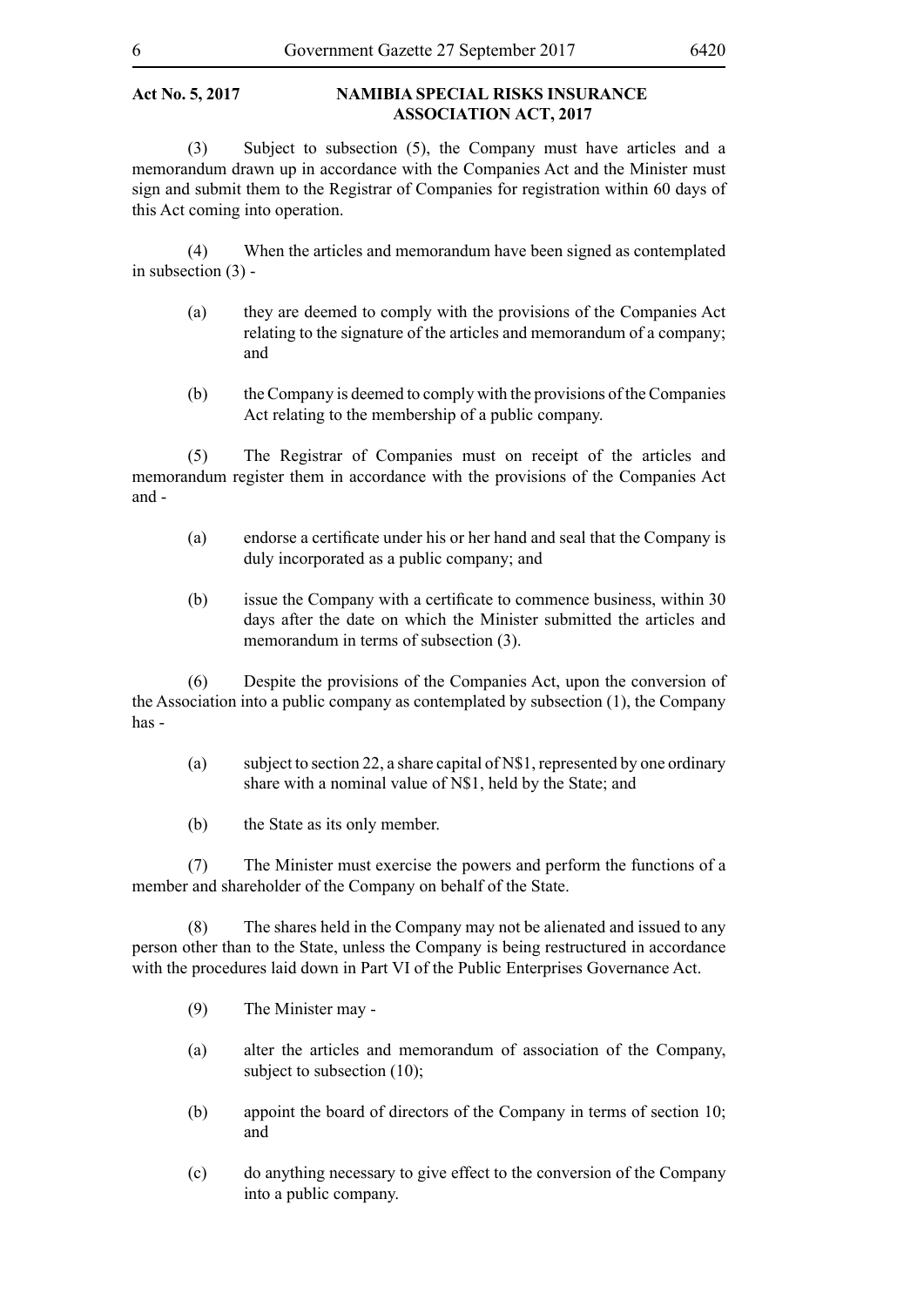(3) Subject to subsection (5), the Company must have articles and a memorandum drawn up in accordance with the Companies Act and the Minister must sign and submit them to the Registrar of Companies for registration within 60 days of this Act coming into operation.

(4) When the articles and memorandum have been signed as contemplated in subsection (3) -

(a) they are deemed to comply with the provisions of the Companies Act relating to the signature of the articles and memorandum of a company; and

(b) the Company is deemed to comply with the provisions of the Companies Act relating to the membership of a public company.

(5) The Registrar of Companies must on receipt of the articles and memorandum register them in accordance with the provisions of the Companies Act and -

(a) endorse a certificate under his or her hand and seal that the Company is duly incorporated as a public company; and

(b) issue the Company with a certificate to commence business, within 30 days after the date on which the Minister submitted the articles and memorandum in terms of subsection (3).

(6) Despite the provisions of the Companies Act, upon the conversion of the Association into a public company as contemplated by subsection (1), the Company has -

(a) subject to section 22, a share capital of N$1, represented by one ordinary share with a nominal value of N$1, held by the State; and

(b) the State as its only member.

(7) The Minister must exercise the powers and perform the functions of a member and shareholder of the Company on behalf of the State.

(8) The shares held in the Company may not be alienated and issued to any person other than to the State, unless the Company is being restructured in accordance with the procedures laid down in Part VI of the Public Enterprises Governance Act.

(9) The Minister may -

(a) alter the articles and memorandum of association of the Company, subject to subsection (10);

(b) appoint the board of directors of the Company in terms of section 10; and

(c) do anything necessary to give effect to the conversion of the Company into a public company.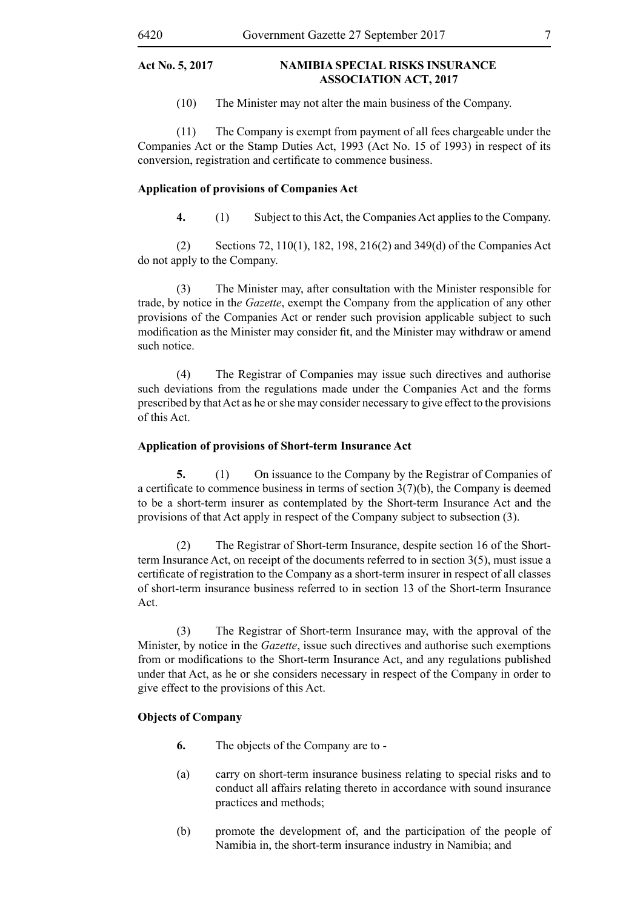(10) The Minister may not alter the main business of the Company.

(11) The Company is exempt from payment of all fees chargeable under the Companies Act or the Stamp Duties Act, 1993 (Act No. 15 of 1993) in respect of its conversion, registration and certificate to commence business.

**Application of provisions of Companies Act**

**4.** (1) Subject to this Act, the Companies Act applies to the Company.

(2) Sections 72, 110(1), 182, 198, 216(2) and 349(d) of the Companies Act do not apply to the Company.

(3) The Minister may, after consultation with the Minister responsible for trade, by notice in the *Gazette*, exempt the Company from the application of any other provisions of the Companies Act or render such provision applicable subject to such modification as the Minister may consider fit, and the Minister may withdraw or amend such notice.

(4) The Registrar of Companies may issue such directives and authorise such deviations from the regulations made under the Companies Act and the forms prescribed by that Act as he or she may consider necessary to give effect to the provisions of this Act.

**Application of provisions of Short-term Insurance Act**

**5.** (1) On issuance to the Company by the Registrar of Companies of a certificate to commence business in terms of section 3(7)(b), the Company is deemed to be a short-term insurer as contemplated by the Short-term Insurance Act and the provisions of that Act apply in respect of the Company subject to subsection (3).

(2) The Registrar of Short-term Insurance, despite section 16 of the Short-term Insurance Act, on receipt of the documents referred to in section 3(5), must issue a certificate of registration to the Company as a short-term insurer in respect of all classes of short-term insurance business referred to in section 13 of the Short-term Insurance Act.

(3) The Registrar of Short-term Insurance may, with the approval of the Minister, by notice in the *Gazette*, issue such directives and authorise such exemptions from or modifications to the Short-term Insurance Act, and any regulations published under that Act, as he or she considers necessary in respect of the Company in order to give effect to the provisions of this Act.

**Objects of Company**

**6.** The objects of the Company are to -

(a) carry on short-term insurance business relating to special risks and to conduct all affairs relating thereto in accordance with sound insurance practices and methods;

(b) promote the development of, and the participation of the people of Namibia in, the short-term insurance industry in Namibia; and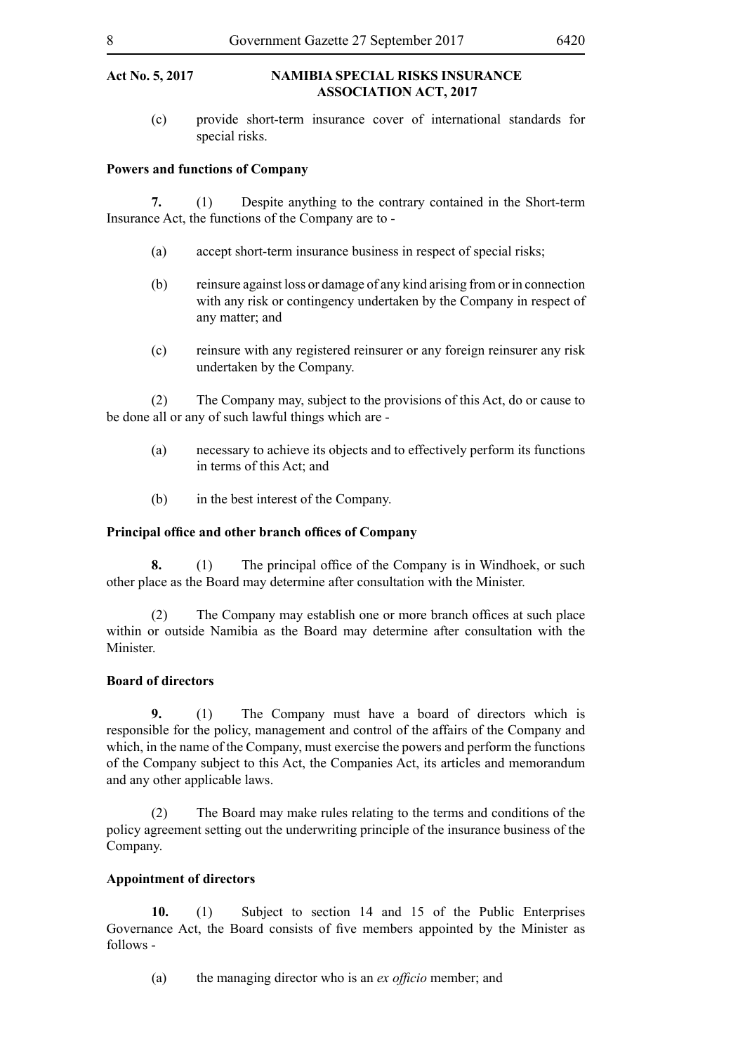(c) provide short-term insurance cover of international standards for special risks.

**Powers and functions of Company**

**7.** (1) Despite anything to the contrary contained in the Short-term Insurance Act, the functions of the Company are to -

(a) accept short-term insurance business in respect of special risks;

(b) reinsure against loss or damage of any kind arising from or in connection with any risk or contingency undertaken by the Company in respect of any matter; and

(c) reinsure with any registered reinsurer or any foreign reinsurer any risk undertaken by the Company.

(2) The Company may, subject to the provisions of this Act, do or cause to be done all or any of such lawful things which are -

(a) necessary to achieve its objects and to effectively perform its functions in terms of this Act; and

(b) in the best interest of the Company.

**Principal office and other branch offices of Company**

**8.** (1) The principal office of the Company is in Windhoek, or such other place as the Board may determine after consultation with the Minister.

(2) The Company may establish one or more branch offices at such place within or outside Namibia as the Board may determine after consultation with the Minister.

**Board of directors**

**9.** (1) The Company must have a board of directors which is responsible for the policy, management and control of the affairs of the Company and which, in the name of the Company, must exercise the powers and perform the functions of the Company subject to this Act, the Companies Act, its articles and memorandum and any other applicable laws.

(2) The Board may make rules relating to the terms and conditions of the policy agreement setting out the underwriting principle of the insurance business of the Company.

**Appointment of directors**

**10.** (1) Subject to section 14 and 15 of the Public Enterprises Governance Act, the Board consists of five members appointed by the Minister as follows -

(a) the managing director who is an *ex officio* member; and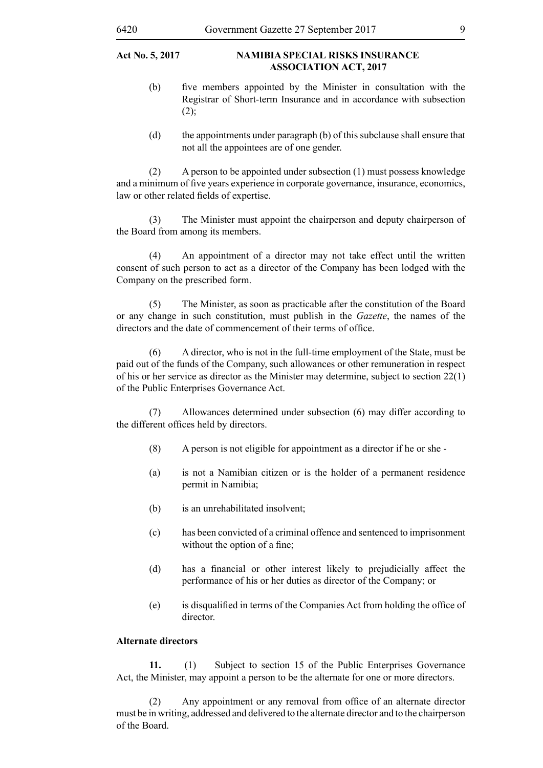(b) five members appointed by the Minister in consultation with the Registrar of Short-term Insurance and in accordance with subsection (2);

(d) the appointments under paragraph (b) of this subclause shall ensure that not all the appointees are of one gender.

(2) A person to be appointed under subsection (1) must possess knowledge and a minimum of five years experience in corporate governance, insurance, economics, law or other related fields of expertise.

(3) The Minister must appoint the chairperson and deputy chairperson of the Board from among its members.

(4) An appointment of a director may not take effect until the written consent of such person to act as a director of the Company has been lodged with the Company on the prescribed form.

(5) The Minister, as soon as practicable after the constitution of the Board or any change in such constitution, must publish in the *Gazette*, the names of the directors and the date of commencement of their terms of office.

(6) A director, who is not in the full-time employment of the State, must be paid out of the funds of the Company, such allowances or other remuneration in respect of his or her service as director as the Minister may determine, subject to section 22(1) of the Public Enterprises Governance Act.

(7) Allowances determined under subsection (6) may differ according to the different offices held by directors.

(8) A person is not eligible for appointment as a director if he or she -

(a) is not a Namibian citizen or is the holder of a permanent residence permit in Namibia;

(b) is an unrehabilitated insolvent;

(c) has been convicted of a criminal offence and sentenced to imprisonment without the option of a fine;

(d) has a financial or other interest likely to prejudicially affect the performance of his or her duties as director of the Company; or

(e) is disqualified in terms of the Companies Act from holding the office of director.

**Alternate directors**

**11.** (1) Subject to section 15 of the Public Enterprises Governance Act, the Minister, may appoint a person to be the alternate for one or more directors.

(2) Any appointment or any removal from office of an alternate director must be in writing, addressed and delivered to the alternate director and to the chairperson of the Board.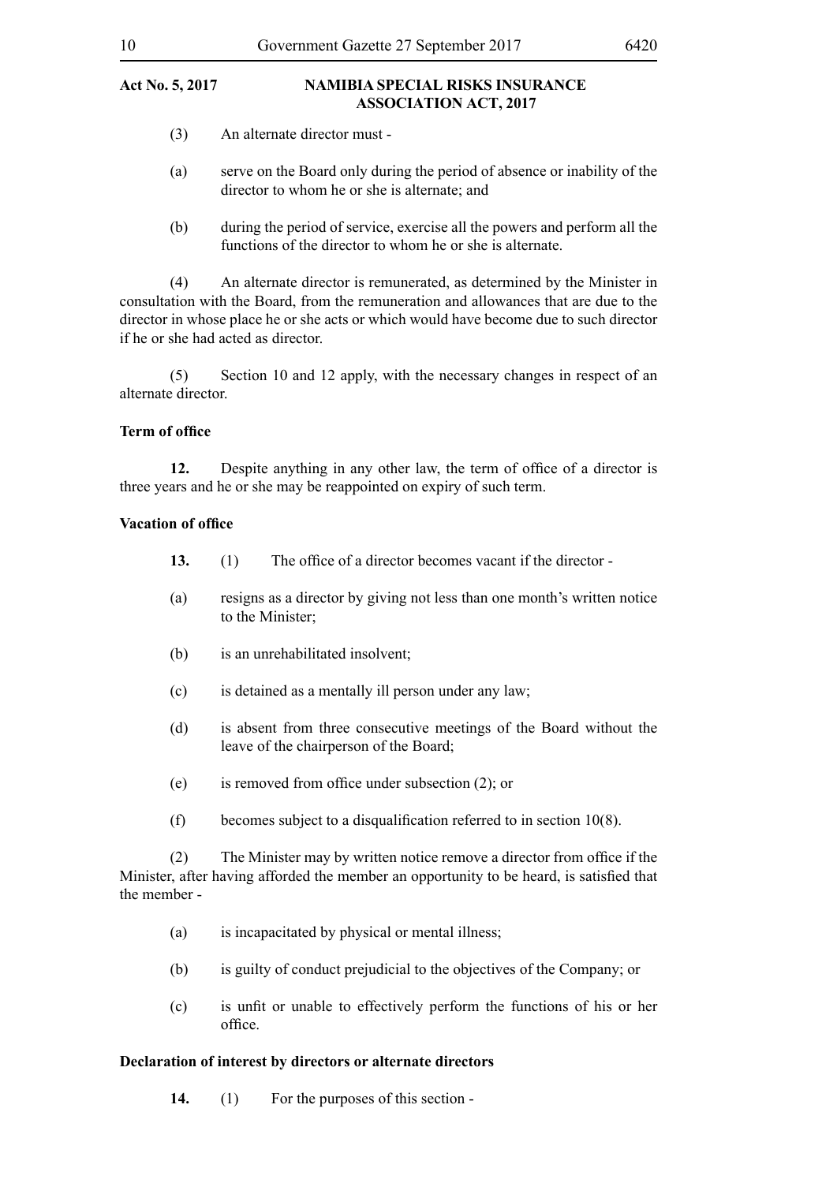(3) An alternate director must -

(a) serve on the Board only during the period of absence or inability of the director to whom he or she is alternate; and

(b) during the period of service, exercise all the powers and perform all the functions of the director to whom he or she is alternate.

(4) An alternate director is remunerated, as determined by the Minister in consultation with the Board, from the remuneration and allowances that are due to the director in whose place he or she acts or which would have become due to such director if he or she had acted as director.

(5) Section 10 and 12 apply, with the necessary changes in respect of an alternate director.

**Term of office**

**12.** Despite anything in any other law, the term of office of a director is three years and he or she may be reappointed on expiry of such term.

**Vacation of office**

**13.** (1) The office of a director becomes vacant if the director -

(a) resigns as a director by giving not less than one month's written notice to the Minister;

(b) is an unrehabilitated insolvent;

(c) is detained as a mentally ill person under any law;

(d) is absent from three consecutive meetings of the Board without the leave of the chairperson of the Board;

(e) is removed from office under subsection (2); or

(f) becomes subject to a disqualification referred to in section 10(8).

(2) The Minister may by written notice remove a director from office if the Minister, after having afforded the member an opportunity to be heard, is satisfied that the member -

(a) is incapacitated by physical or mental illness;

(b) is guilty of conduct prejudicial to the objectives of the Company; or

(c) is unfit or unable to effectively perform the functions of his or her office.

**Declaration of interest by directors or alternate directors**

**14.** (1) For the purposes of this section -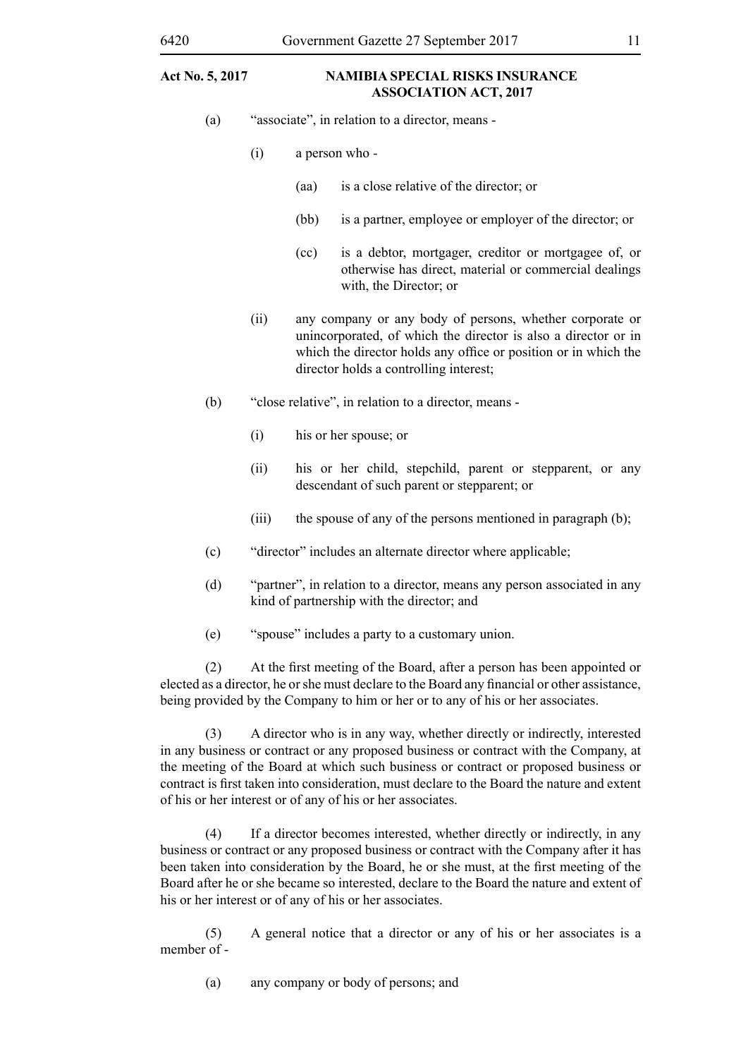(a) "associate", in relation to a director, means -

(i) a person who -

(aa) is a close relative of the director; or

(bb) is a partner, employee or employer of the director; or

(cc) is a debtor, mortgager, creditor or mortgagee of, or otherwise has direct, material or commercial dealings with, the Director; or

(ii) any company or any body of persons, whether corporate or unincorporated, of which the director is also a director or in which the director holds any office or position or in which the director holds a controlling interest;

(b) "close relative", in relation to a director, means -

(i) his or her spouse; or

(ii) his or her child, stepchild, parent or stepparent, or any descendant of such parent or stepparent; or

(iii) the spouse of any of the persons mentioned in paragraph (b);

(c) "director" includes an alternate director where applicable;

(d) "partner", in relation to a director, means any person associated in any kind of partnership with the director; and

(e) "spouse" includes a party to a customary union.

(2) At the first meeting of the Board, after a person has been appointed or elected as a director, he or she must declare to the Board any financial or other assistance, being provided by the Company to him or her or to any of his or her associates.

(3) A director who is in any way, whether directly or indirectly, interested in any business or contract or any proposed business or contract with the Company, at the meeting of the Board at which such business or contract or proposed business or contract is first taken into consideration, must declare to the Board the nature and extent of his or her interest or of any of his or her associates.

(4) If a director becomes interested, whether directly or indirectly, in any business or contract or any proposed business or contract with the Company after it has been taken into consideration by the Board, he or she must, at the first meeting of the Board after he or she became so interested, declare to the Board the nature and extent of his or her interest or of any of his or her associates.

(5) A general notice that a director or any of his or her associates is a member of -

(a) any company or body of persons; and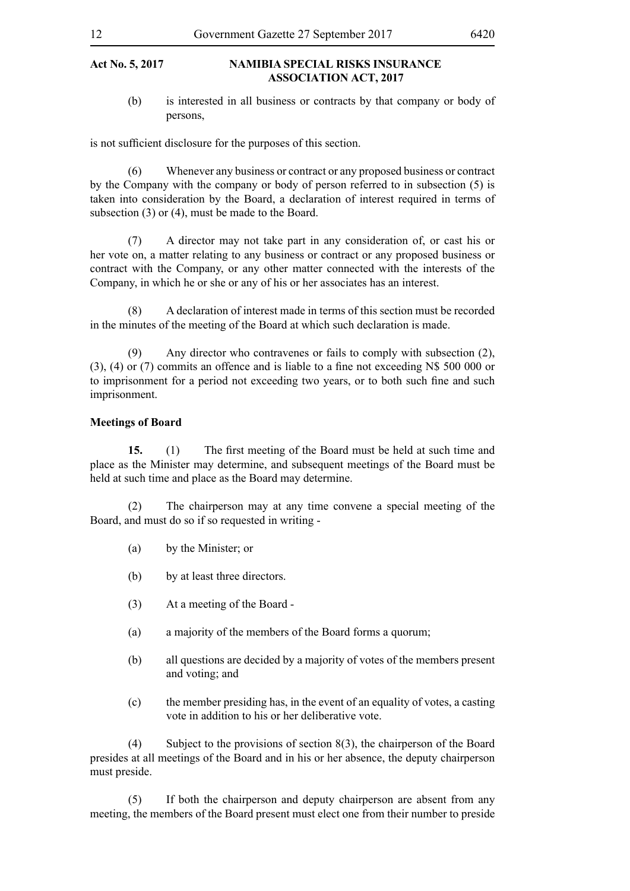(b) is interested in all business or contracts by that company or body of persons,

is not sufficient disclosure for the purposes of this section.

(6) Whenever any business or contract or any proposed business or contract by the Company with the company or body of person referred to in subsection (5) is taken into consideration by the Board, a declaration of interest required in terms of subsection (3) or (4), must be made to the Board.

(7) A director may not take part in any consideration of, or cast his or her vote on, a matter relating to any business or contract or any proposed business or contract with the Company, or any other matter connected with the interests of the Company, in which he or she or any of his or her associates has an interest.

(8) A declaration of interest made in terms of this section must be recorded in the minutes of the meeting of the Board at which such declaration is made.

(9) Any director who contravenes or fails to comply with subsection (2), (3), (4) or (7) commits an offence and is liable to a fine not exceeding N$ 500 000 or to imprisonment for a period not exceeding two years, or to both such fine and such imprisonment.

**Meetings of Board**

**15.** (1) The first meeting of the Board must be held at such time and place as the Minister may determine, and subsequent meetings of the Board must be held at such time and place as the Board may determine.

(2) The chairperson may at any time convene a special meeting of the Board, and must do so if so requested in writing -

(a) by the Minister; or

(b) by at least three directors.

(3) At a meeting of the Board -

(a) a majority of the members of the Board forms a quorum;

(b) all questions are decided by a majority of votes of the members present and voting; and

(c) the member presiding has, in the event of an equality of votes, a casting vote in addition to his or her deliberative vote.

(4) Subject to the provisions of section 8(3), the chairperson of the Board presides at all meetings of the Board and in his or her absence, the deputy chairperson must preside.

(5) If both the chairperson and deputy chairperson are absent from any meeting, the members of the Board present must elect one from their number to preside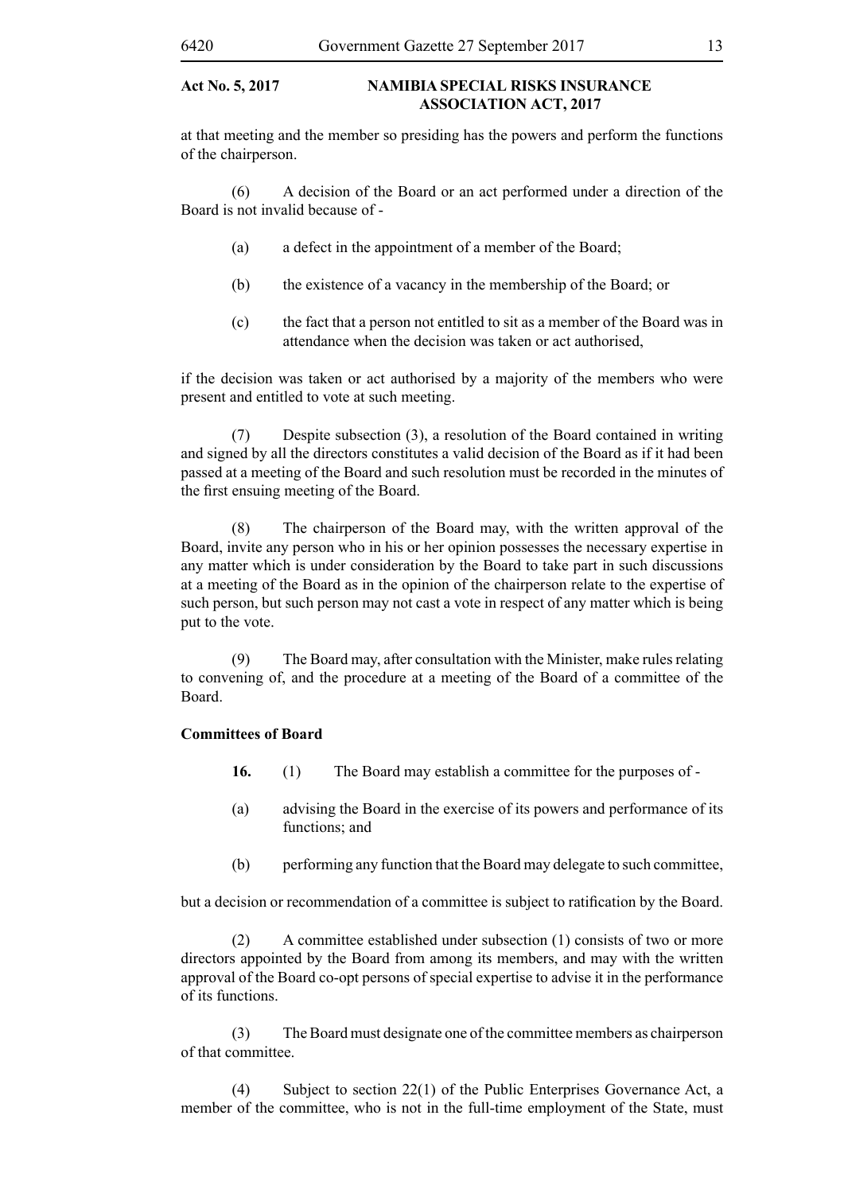at that meeting and the member so presiding has the powers and perform the functions of the chairperson.

(6) A decision of the Board or an act performed under a direction of the Board is not invalid because of -

(a) a defect in the appointment of a member of the Board;

(b) the existence of a vacancy in the membership of the Board; or

(c) the fact that a person not entitled to sit as a member of the Board was in attendance when the decision was taken or act authorised,

if the decision was taken or act authorised by a majority of the members who were present and entitled to vote at such meeting.

(7) Despite subsection (3), a resolution of the Board contained in writing and signed by all the directors constitutes a valid decision of the Board as if it had been passed at a meeting of the Board and such resolution must be recorded in the minutes of the first ensuing meeting of the Board.

(8) The chairperson of the Board may, with the written approval of the Board, invite any person who in his or her opinion possesses the necessary expertise in any matter which is under consideration by the Board to take part in such discussions at a meeting of the Board as in the opinion of the chairperson relate to the expertise of such person, but such person may not cast a vote in respect of any matter which is being put to the vote.

(9) The Board may, after consultation with the Minister, make rules relating to convening of, and the procedure at a meeting of the Board of a committee of the Board.

**Committees of Board**

**16.** (1) The Board may establish a committee for the purposes of -

(a) advising the Board in the exercise of its powers and performance of its functions; and

(b) performing any function that the Board may delegate to such committee,

but a decision or recommendation of a committee is subject to ratification by the Board.

(2) A committee established under subsection (1) consists of two or more directors appointed by the Board from among its members, and may with the written approval of the Board co-opt persons of special expertise to advise it in the performance of its functions.

(3) The Board must designate one of the committee members as chairperson of that committee.

(4) Subject to section 22(1) of the Public Enterprises Governance Act, a member of the committee, who is not in the full-time employment of the State, must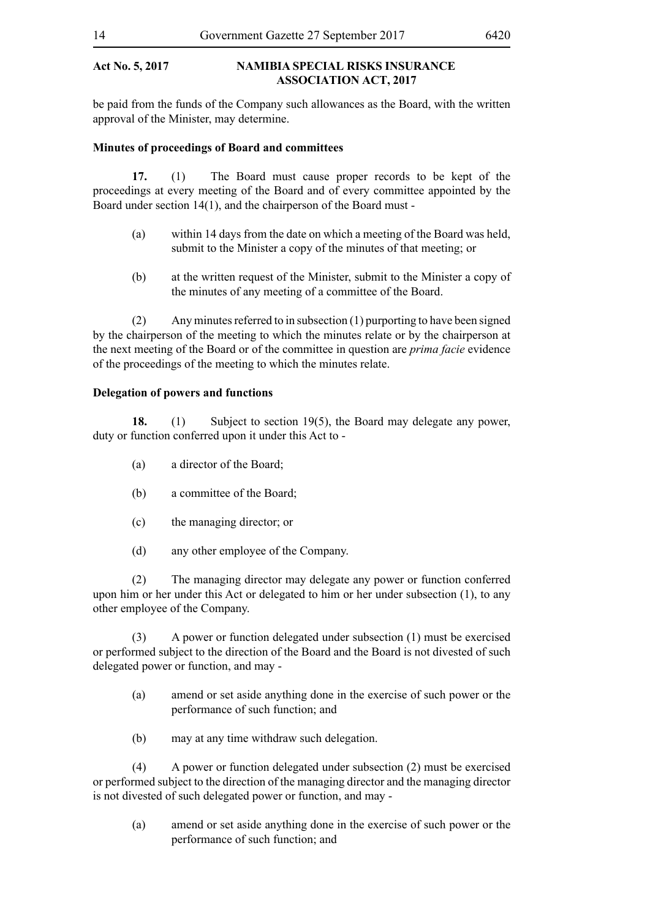be paid from the funds of the Company such allowances as the Board, with the written approval of the Minister, may determine.

**Minutes of proceedings of Board and committees**

**17.** (1) The Board must cause proper records to be kept of the proceedings at every meeting of the Board and of every committee appointed by the Board under section 14(1), and the chairperson of the Board must -

(a) within 14 days from the date on which a meeting of the Board was held, submit to the Minister a copy of the minutes of that meeting; or

(b) at the written request of the Minister, submit to the Minister a copy of the minutes of any meeting of a committee of the Board.

(2) Any minutes referred to in subsection (1) purporting to have been signed by the chairperson of the meeting to which the minutes relate or by the chairperson at the next meeting of the Board or of the committee in question are *prima facie* evidence of the proceedings of the meeting to which the minutes relate.

**Delegation of powers and functions**

**18.** (1) Subject to section 19(5), the Board may delegate any power, duty or function conferred upon it under this Act to -

(a) a director of the Board;

(b) a committee of the Board;

(c) the managing director; or

(d) any other employee of the Company.

(2) The managing director may delegate any power or function conferred upon him or her under this Act or delegated to him or her under subsection (1), to any other employee of the Company.

(3) A power or function delegated under subsection (1) must be exercised or performed subject to the direction of the Board and the Board is not divested of such delegated power or function, and may -

(a) amend or set aside anything done in the exercise of such power or the performance of such function; and

(b) may at any time withdraw such delegation.

(4) A power or function delegated under subsection (2) must be exercised or performed subject to the direction of the managing director and the managing director is not divested of such delegated power or function, and may -

(a) amend or set aside anything done in the exercise of such power or the performance of such function; and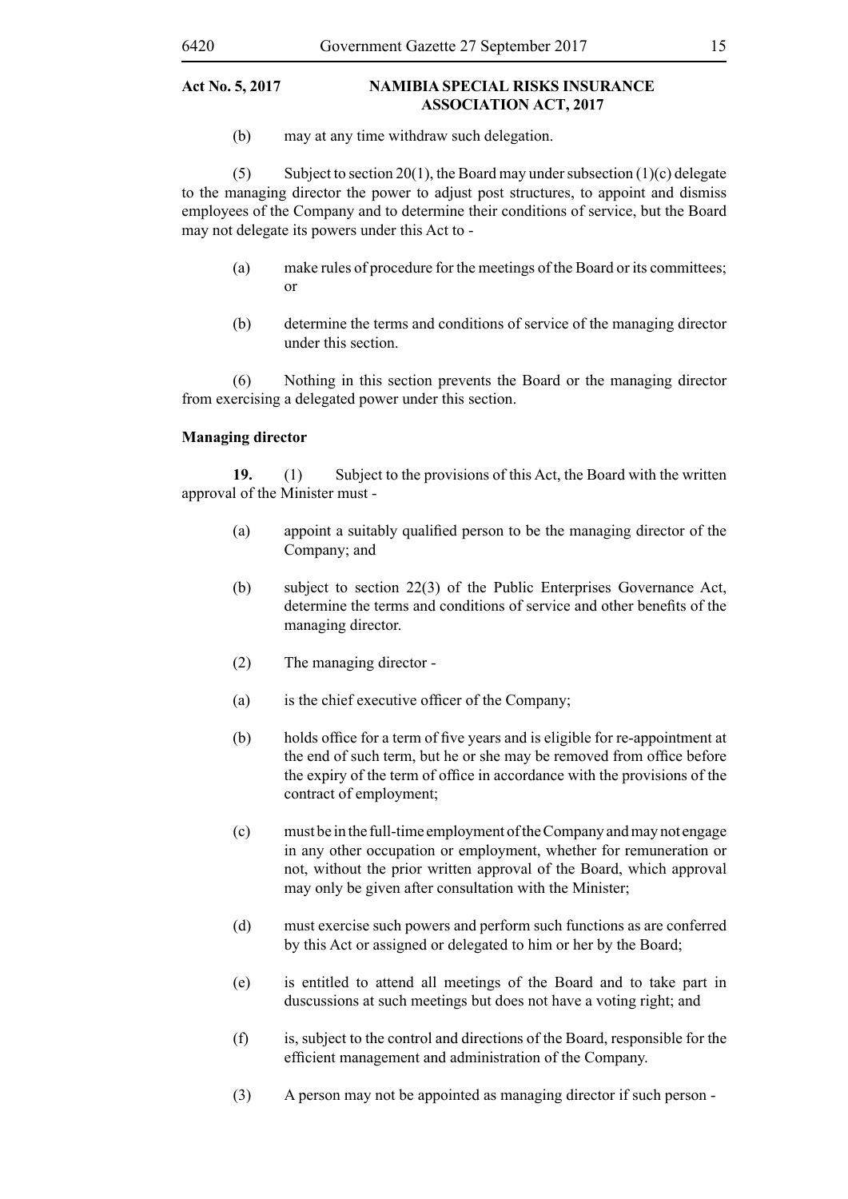(b) may at any time withdraw such delegation.

(5) Subject to section 20(1), the Board may under subsection (1)(c) delegate to the managing director the power to adjust post structures, to appoint and dismiss employees of the Company and to determine their conditions of service, but the Board may not delegate its powers under this Act to -

(a) make rules of procedure for the meetings of the Board or its committees; or

(b) determine the terms and conditions of service of the managing director under this section.

(6) Nothing in this section prevents the Board or the managing director from exercising a delegated power under this section.

**Managing director**

**19.** (1) Subject to the provisions of this Act, the Board with the written approval of the Minister must -

(a) appoint a suitably qualified person to be the managing director of the Company; and

(b) subject to section 22(3) of the Public Enterprises Governance Act, determine the terms and conditions of service and other benefits of the managing director.

(2) The managing director -

(a) is the chief executive officer of the Company;

(b) holds office for a term of five years and is eligible for re-appointment at the end of such term, but he or she may be removed from office before the expiry of the term of office in accordance with the provisions of the contract of employment;

(c) must be in the full-time employment of the Company and may not engage in any other occupation or employment, whether for remuneration or not, without the prior written approval of the Board, which approval may only be given after consultation with the Minister;

(d) must exercise such powers and perform such functions as are conferred by this Act or assigned or delegated to him or her by the Board;

(e) is entitled to attend all meetings of the Board and to take part in duscussions at such meetings but does not have a voting right; and

(f) is, subject to the control and directions of the Board, responsible for the efficient management and administration of the Company.

(3) A person may not be appointed as managing director if such person -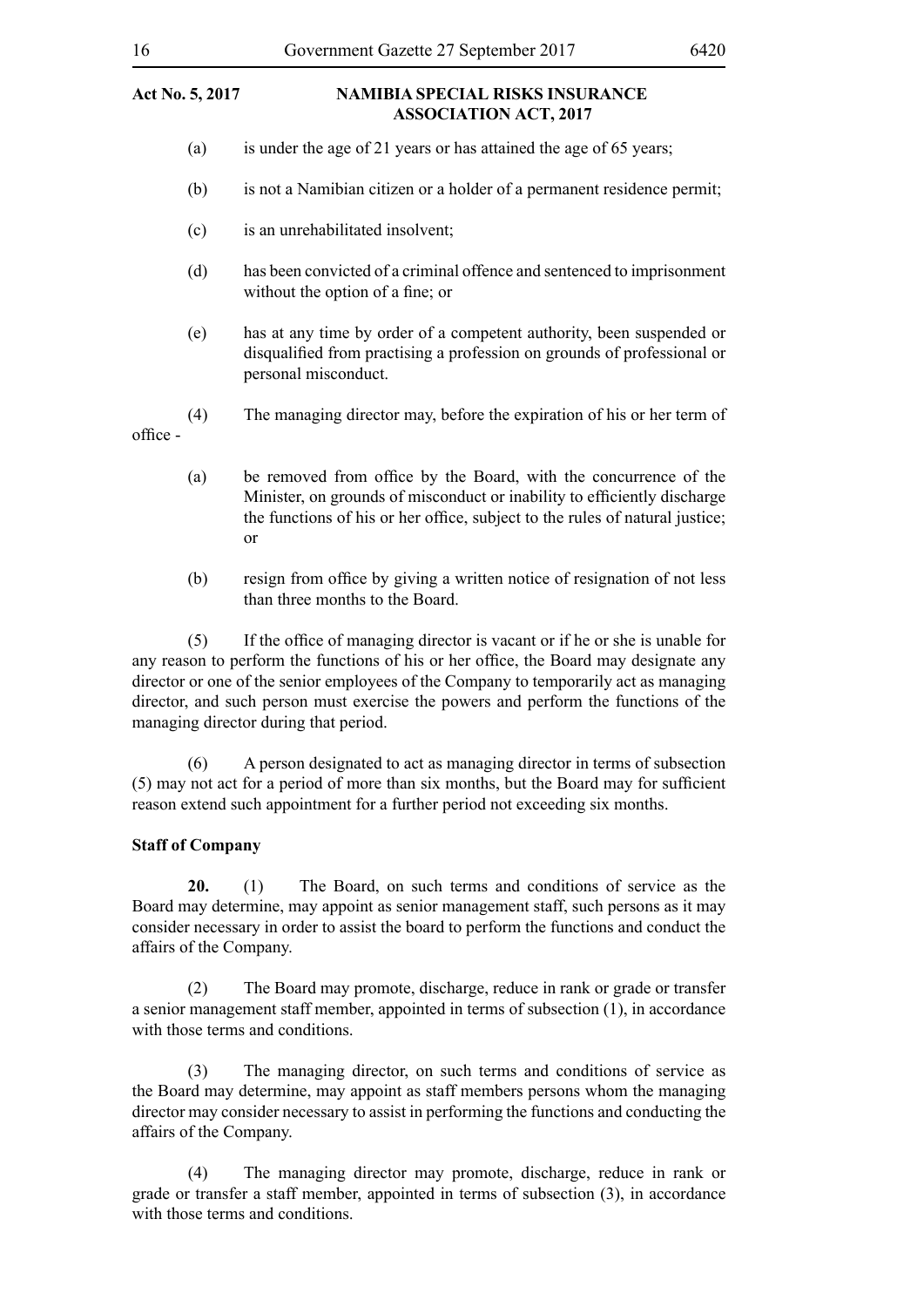(a) is under the age of 21 years or has attained the age of 65 years;

(b) is not a Namibian citizen or a holder of a permanent residence permit;

(c) is an unrehabilitated insolvent;

(d) has been convicted of a criminal offence and sentenced to imprisonment without the option of a fine; or

(e) has at any time by order of a competent authority, been suspended or disqualified from practising a profession on grounds of professional or personal misconduct.

(4) The managing director may, before the expiration of his or her term of office -

(a) be removed from office by the Board, with the concurrence of the Minister, on grounds of misconduct or inability to efficiently discharge the functions of his or her office, subject to the rules of natural justice; or

(b) resign from office by giving a written notice of resignation of not less than three months to the Board.

(5) If the office of managing director is vacant or if he or she is unable for any reason to perform the functions of his or her office, the Board may designate any director or one of the senior employees of the Company to temporarily act as managing director, and such person must exercise the powers and perform the functions of the managing director during that period.

(6) A person designated to act as managing director in terms of subsection (5) may not act for a period of more than six months, but the Board may for sufficient reason extend such appointment for a further period not exceeding six months.

**Staff of Company**

**20.** (1) The Board, on such terms and conditions of service as the Board may determine, may appoint as senior management staff, such persons as it may consider necessary in order to assist the board to perform the functions and conduct the affairs of the Company.

(2) The Board may promote, discharge, reduce in rank or grade or transfer a senior management staff member, appointed in terms of subsection (1), in accordance with those terms and conditions.

(3) The managing director, on such terms and conditions of service as the Board may determine, may appoint as staff members persons whom the managing director may consider necessary to assist in performing the functions and conducting the affairs of the Company.

(4) The managing director may promote, discharge, reduce in rank or grade or transfer a staff member, appointed in terms of subsection (3), in accordance with those terms and conditions.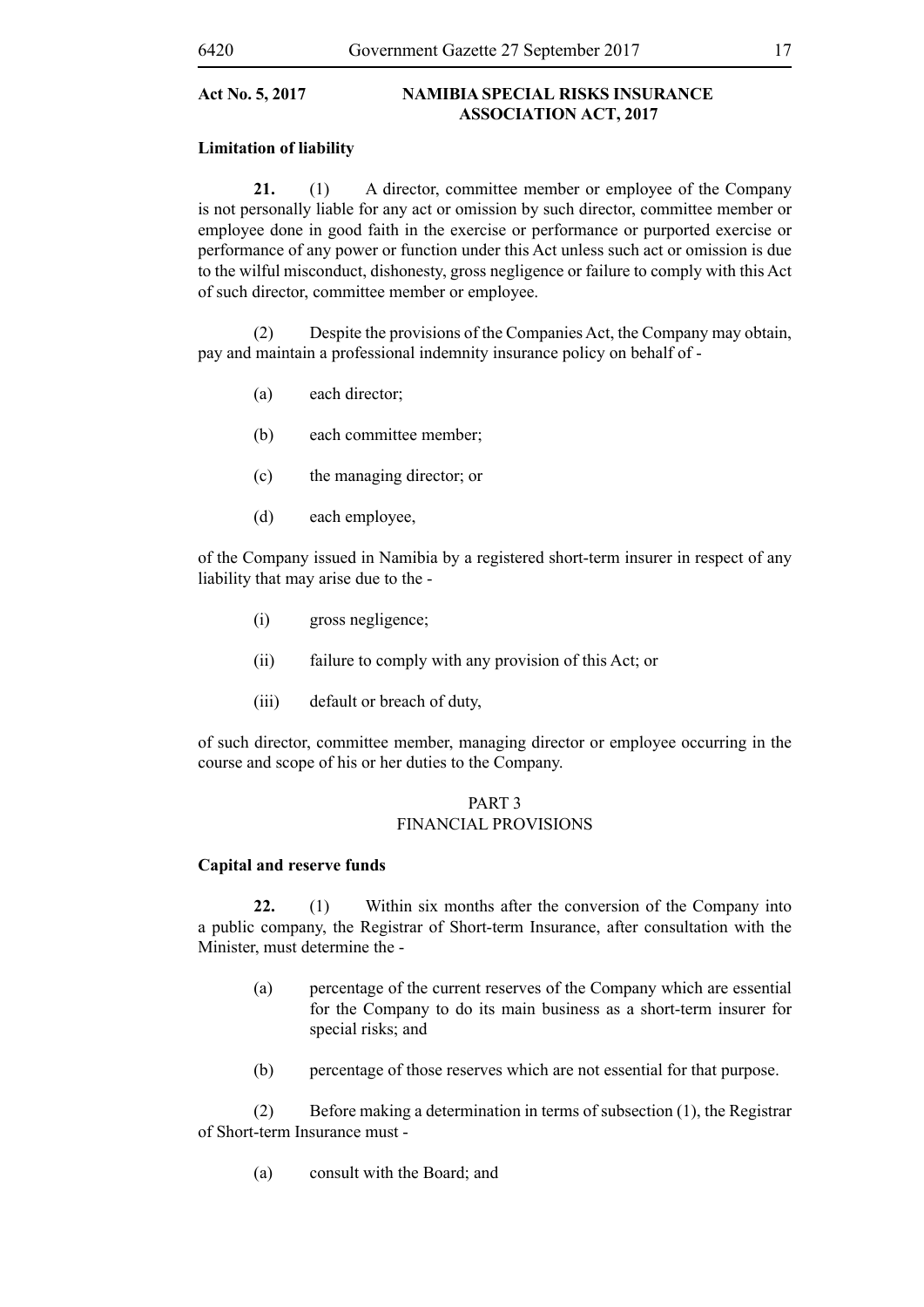**Limitation of liability**

**21.** (1) A director, committee member or employee of the Company is not personally liable for any act or omission by such director, committee member or employee done in good faith in the exercise or performance or purported exercise or performance of any power or function under this Act unless such act or omission is due to the wilful misconduct, dishonesty, gross negligence or failure to comply with this Act of such director, committee member or employee.

(2) Despite the provisions of the Companies Act, the Company may obtain, pay and maintain a professional indemnity insurance policy on behalf of -

(a) each director;

(b) each committee member;

(c) the managing director; or

(d) each employee,

of the Company issued in Namibia by a registered short-term insurer in respect of any liability that may arise due to the -

(i) gross negligence;

(ii) failure to comply with any provision of this Act; or

(iii) default or breach of duty,

of such director, committee member, managing director or employee occurring in the course and scope of his or her duties to the Company.

## PART 3
## FINANCIAL PROVISIONS

**Capital and reserve funds**

**22.** (1) Within six months after the conversion of the Company into a public company, the Registrar of Short-term Insurance, after consultation with the Minister, must determine the -

(a) percentage of the current reserves of the Company which are essential for the Company to do its main business as a short-term insurer for special risks; and

(b) percentage of those reserves which are not essential for that purpose.

(2) Before making a determination in terms of subsection (1), the Registrar of Short-term Insurance must -

(a) consult with the Board; and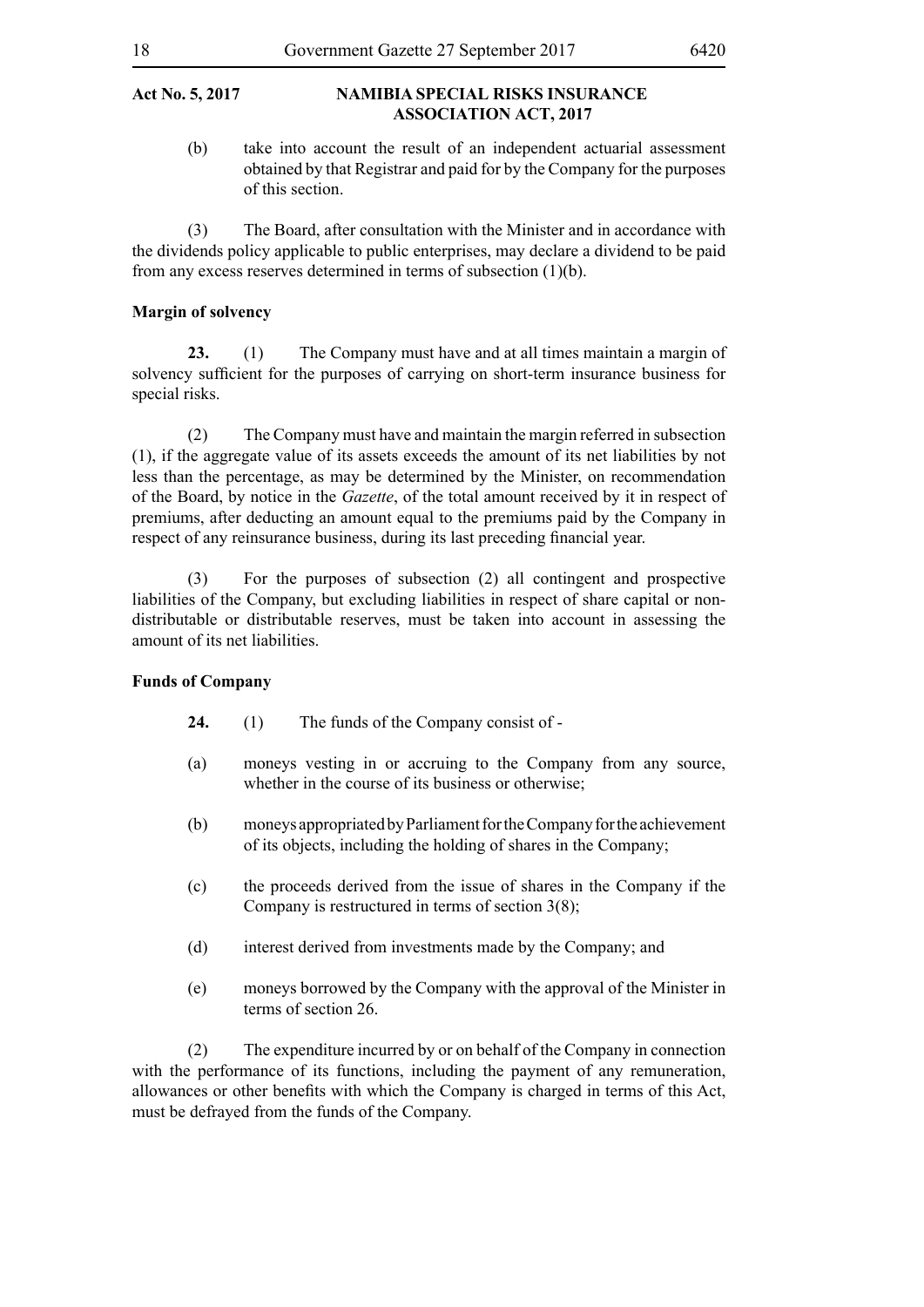(b) take into account the result of an independent actuarial assessment obtained by that Registrar and paid for by the Company for the purposes of this section.

(3) The Board, after consultation with the Minister and in accordance with the dividends policy applicable to public enterprises, may declare a dividend to be paid from any excess reserves determined in terms of subsection (1)(b).

**Margin of solvency**

**23.** (1) The Company must have and at all times maintain a margin of solvency sufficient for the purposes of carrying on short-term insurance business for special risks.

(2) The Company must have and maintain the margin referred in subsection (1), if the aggregate value of its assets exceeds the amount of its net liabilities by not less than the percentage, as may be determined by the Minister, on recommendation of the Board, by notice in the *Gazette*, of the total amount received by it in respect of premiums, after deducting an amount equal to the premiums paid by the Company in respect of any reinsurance business, during its last preceding financial year.

(3) For the purposes of subsection (2) all contingent and prospective liabilities of the Company, but excluding liabilities in respect of share capital or non-distributable or distributable reserves, must be taken into account in assessing the amount of its net liabilities.

**Funds of Company**

**24.** (1) The funds of the Company consist of -

(a) moneys vesting in or accruing to the Company from any source, whether in the course of its business or otherwise;

(b) moneys appropriated by Parliament for the Company for the achievement of its objects, including the holding of shares in the Company;

(c) the proceeds derived from the issue of shares in the Company if the Company is restructured in terms of section 3(8);

(d) interest derived from investments made by the Company; and

(e) moneys borrowed by the Company with the approval of the Minister in terms of section 26.

(2) The expenditure incurred by or on behalf of the Company in connection with the performance of its functions, including the payment of any remuneration, allowances or other benefits with which the Company is charged in terms of this Act, must be defrayed from the funds of the Company.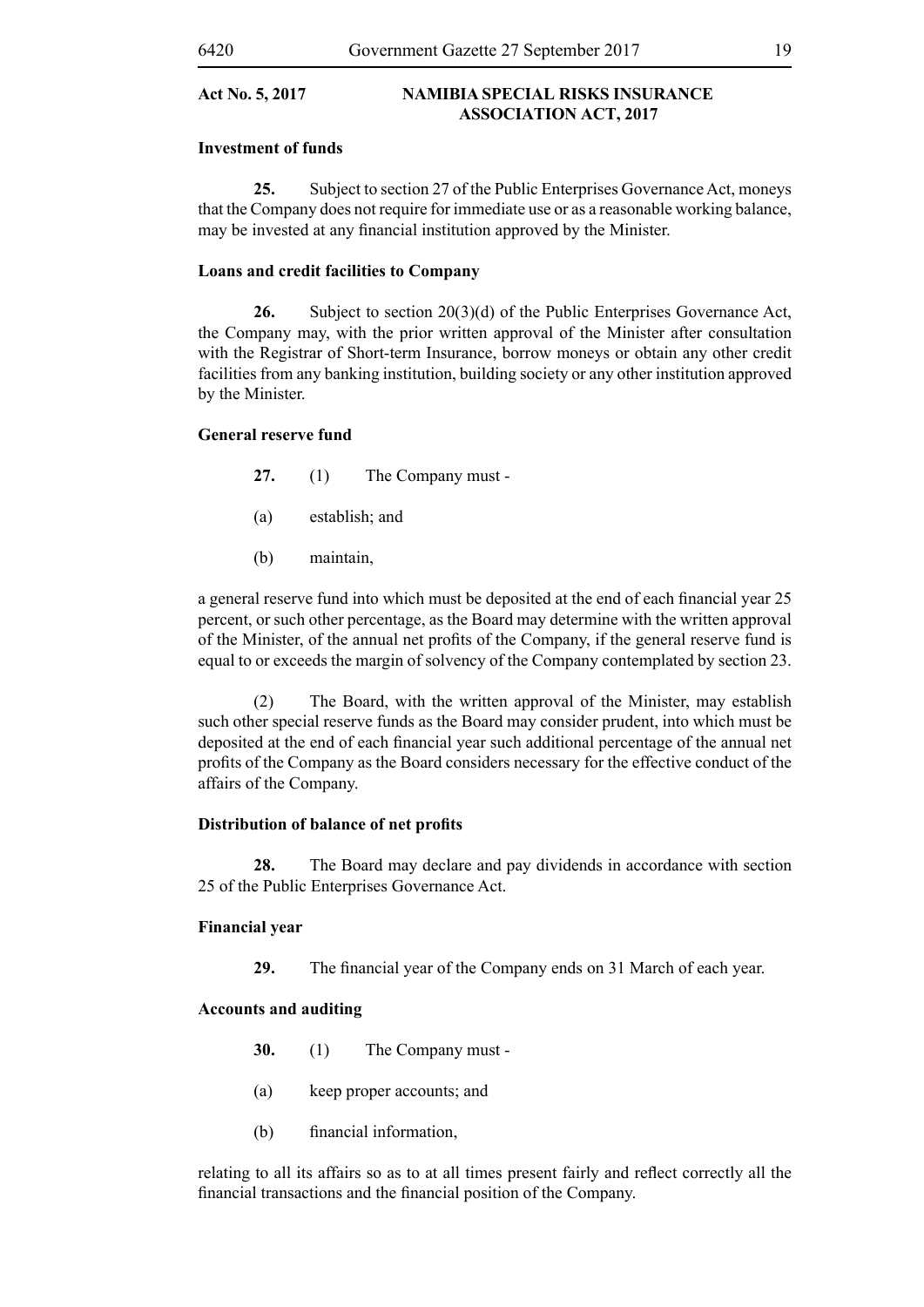**Investment of funds**

**25.** Subject to section 27 of the Public Enterprises Governance Act, moneys that the Company does not require for immediate use or as a reasonable working balance, may be invested at any financial institution approved by the Minister.

**Loans and credit facilities to Company**

**26.** Subject to section 20(3)(d) of the Public Enterprises Governance Act, the Company may, with the prior written approval of the Minister after consultation with the Registrar of Short-term Insurance, borrow moneys or obtain any other credit facilities from any banking institution, building society or any other institution approved by the Minister.

**General reserve fund**

**27.** (1) The Company must -

(a) establish; and

(b) maintain,

a general reserve fund into which must be deposited at the end of each financial year 25 percent, or such other percentage, as the Board may determine with the written approval of the Minister, of the annual net profits of the Company, if the general reserve fund is equal to or exceeds the margin of solvency of the Company contemplated by section 23.

(2) The Board, with the written approval of the Minister, may establish such other special reserve funds as the Board may consider prudent, into which must be deposited at the end of each financial year such additional percentage of the annual net profits of the Company as the Board considers necessary for the effective conduct of the affairs of the Company.

**Distribution of balance of net profits**

**28.** The Board may declare and pay dividends in accordance with section 25 of the Public Enterprises Governance Act.

**Financial year**

**29.** The financial year of the Company ends on 31 March of each year.

**Accounts and auditing**

**30.** (1) The Company must -

(a) keep proper accounts; and

(b) financial information,

relating to all its affairs so as to at all times present fairly and reflect correctly all the financial transactions and the financial position of the Company.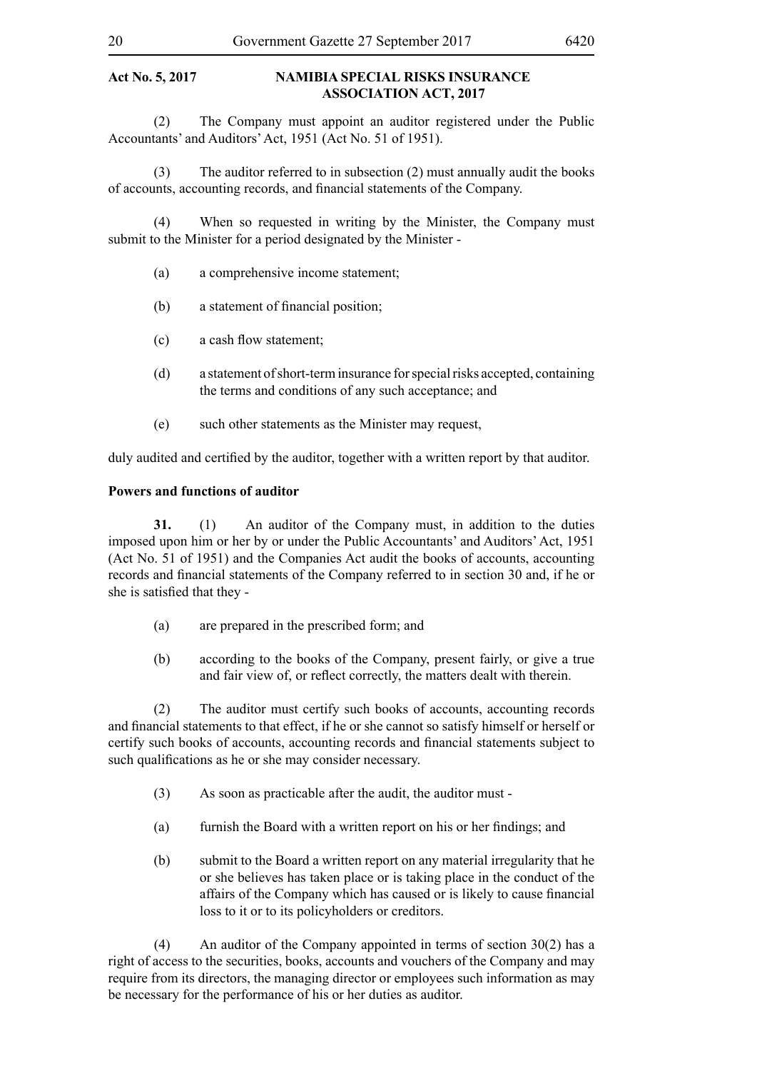(2) The Company must appoint an auditor registered under the Public Accountants' and Auditors' Act, 1951 (Act No. 51 of 1951).

(3) The auditor referred to in subsection (2) must annually audit the books of accounts, accounting records, and financial statements of the Company.

(4) When so requested in writing by the Minister, the Company must submit to the Minister for a period designated by the Minister -

(a) a comprehensive income statement;

(b) a statement of financial position;

(c) a cash flow statement;

(d) a statement of short-term insurance for special risks accepted, containing the terms and conditions of any such acceptance; and

(e) such other statements as the Minister may request,

duly audited and certified by the auditor, together with a written report by that auditor.

**Powers and functions of auditor**

**31.** (1) An auditor of the Company must, in addition to the duties imposed upon him or her by or under the Public Accountants' and Auditors' Act, 1951 (Act No. 51 of 1951) and the Companies Act audit the books of accounts, accounting records and financial statements of the Company referred to in section 30 and, if he or she is satisfied that they -

(a) are prepared in the prescribed form; and

(b) according to the books of the Company, present fairly, or give a true and fair view of, or reflect correctly, the matters dealt with therein.

(2) The auditor must certify such books of accounts, accounting records and financial statements to that effect, if he or she cannot so satisfy himself or herself or certify such books of accounts, accounting records and financial statements subject to such qualifications as he or she may consider necessary.

(3) As soon as practicable after the audit, the auditor must -

(a) furnish the Board with a written report on his or her findings; and

(b) submit to the Board a written report on any material irregularity that he or she believes has taken place or is taking place in the conduct of the affairs of the Company which has caused or is likely to cause financial loss to it or to its policyholders or creditors.

(4) An auditor of the Company appointed in terms of section 30(2) has a right of access to the securities, books, accounts and vouchers of the Company and may require from its directors, the managing director or employees such information as may be necessary for the performance of his or her duties as auditor.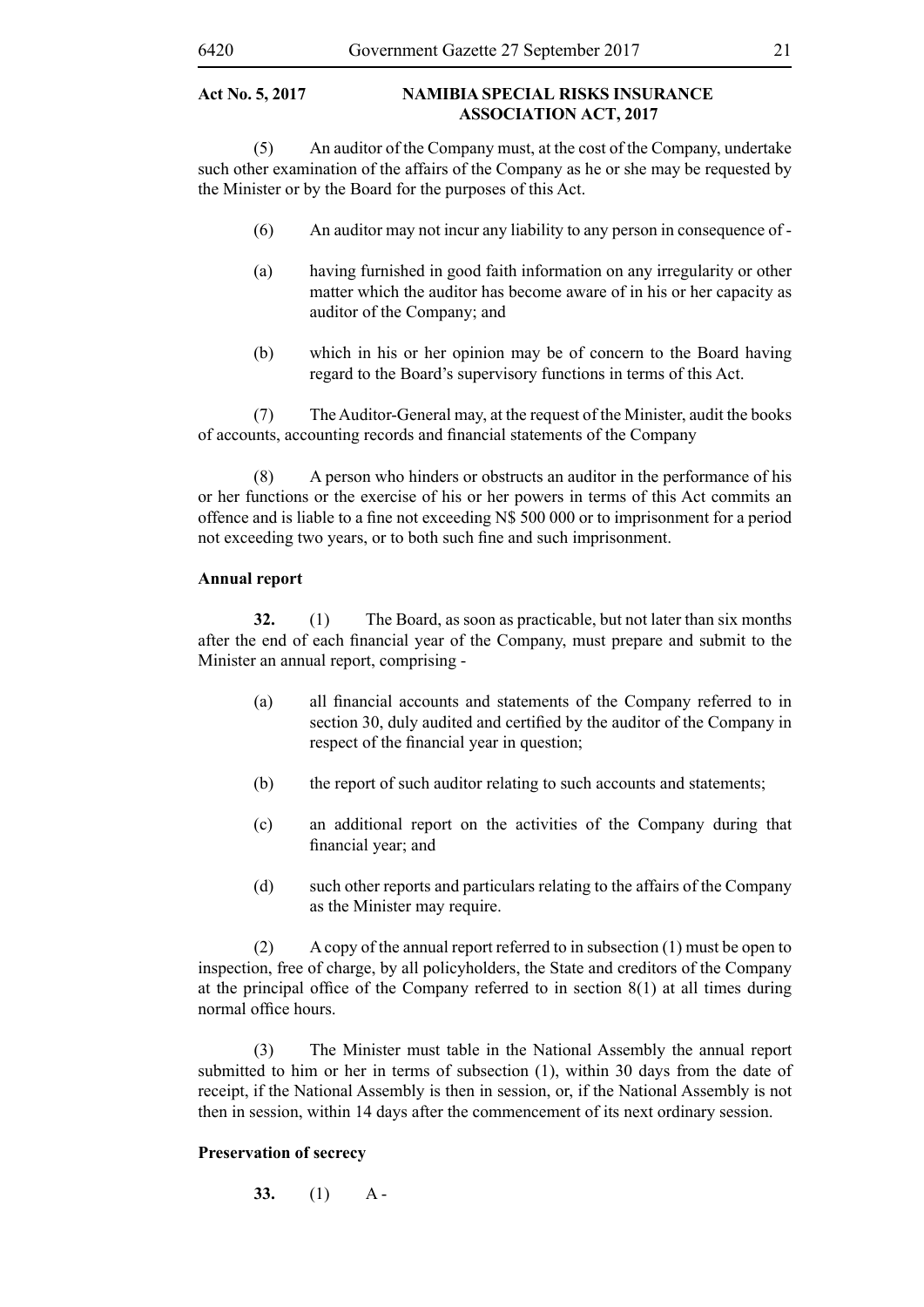(5) An auditor of the Company must, at the cost of the Company, undertake such other examination of the affairs of the Company as he or she may be requested by the Minister or by the Board for the purposes of this Act.

(6) An auditor may not incur any liability to any person in consequence of -

(a) having furnished in good faith information on any irregularity or other matter which the auditor has become aware of in his or her capacity as auditor of the Company; and

(b) which in his or her opinion may be of concern to the Board having regard to the Board's supervisory functions in terms of this Act.

(7) The Auditor-General may, at the request of the Minister, audit the books of accounts, accounting records and financial statements of the Company

(8) A person who hinders or obstructs an auditor in the performance of his or her functions or the exercise of his or her powers in terms of this Act commits an offence and is liable to a fine not exceeding N$ 500 000 or to imprisonment for a period not exceeding two years, or to both such fine and such imprisonment.

**Annual report**

**32.** (1) The Board, as soon as practicable, but not later than six months after the end of each financial year of the Company, must prepare and submit to the Minister an annual report, comprising -

(a) all financial accounts and statements of the Company referred to in section 30, duly audited and certified by the auditor of the Company in respect of the financial year in question;

(b) the report of such auditor relating to such accounts and statements;

(c) an additional report on the activities of the Company during that financial year; and

(d) such other reports and particulars relating to the affairs of the Company as the Minister may require.

(2) A copy of the annual report referred to in subsection (1) must be open to inspection, free of charge, by all policyholders, the State and creditors of the Company at the principal office of the Company referred to in section 8(1) at all times during normal office hours.

(3) The Minister must table in the National Assembly the annual report submitted to him or her in terms of subsection (1), within 30 days from the date of receipt, if the National Assembly is then in session, or, if the National Assembly is not then in session, within 14 days after the commencement of its next ordinary session.

**Preservation of secrecy**

**33.** (1) A -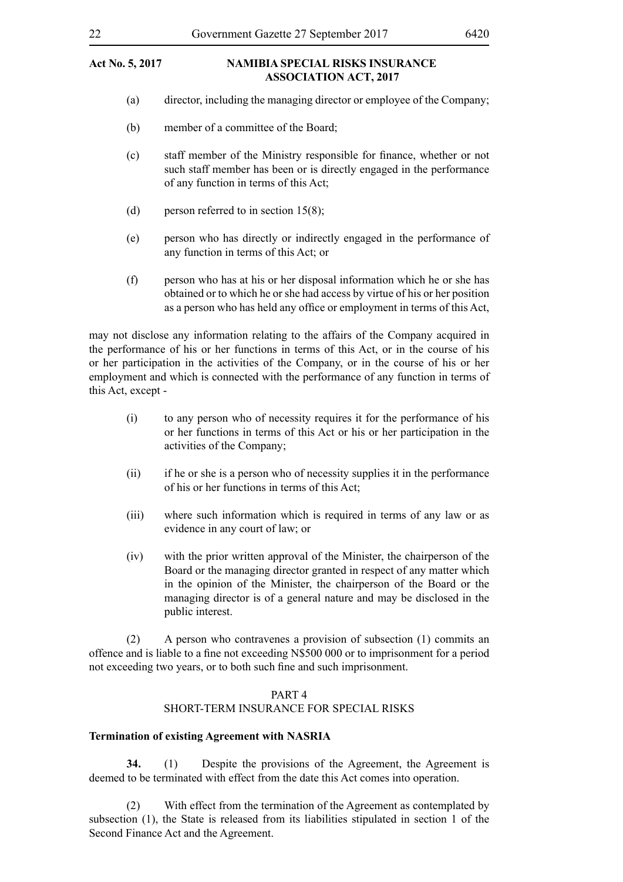(a) director, including the managing director or employee of the Company;

(b) member of a committee of the Board;

(c) staff member of the Ministry responsible for finance, whether or not such staff member has been or is directly engaged in the performance of any function in terms of this Act;

(d) person referred to in section 15(8);

(e) person who has directly or indirectly engaged in the performance of any function in terms of this Act; or

(f) person who has at his or her disposal information which he or she has obtained or to which he or she had access by virtue of his or her position as a person who has held any office or employment in terms of this Act,

may not disclose any information relating to the affairs of the Company acquired in the performance of his or her functions in terms of this Act, or in the course of his or her participation in the activities of the Company, or in the course of his or her employment and which is connected with the performance of any function in terms of this Act, except -

(i) to any person who of necessity requires it for the performance of his or her functions in terms of this Act or his or her participation in the activities of the Company;

(ii) if he or she is a person who of necessity supplies it in the performance of his or her functions in terms of this Act;

(iii) where such information which is required in terms of any law or as evidence in any court of law; or

(iv) with the prior written approval of the Minister, the chairperson of the Board or the managing director granted in respect of any matter which in the opinion of the Minister, the chairperson of the Board or the managing director is of a general nature and may be disclosed in the public interest.

(2) A person who contravenes a provision of subsection (1) commits an offence and is liable to a fine not exceeding N$500 000 or to imprisonment for a period not exceeding two years, or to both such fine and such imprisonment.

## PART 4
## SHORT-TERM INSURANCE FOR SPECIAL RISKS

**Termination of existing Agreement with NASRIA**

**34.** (1) Despite the provisions of the Agreement, the Agreement is deemed to be terminated with effect from the date this Act comes into operation.

(2) With effect from the termination of the Agreement as contemplated by subsection (1), the State is released from its liabilities stipulated in section 1 of the Second Finance Act and the Agreement.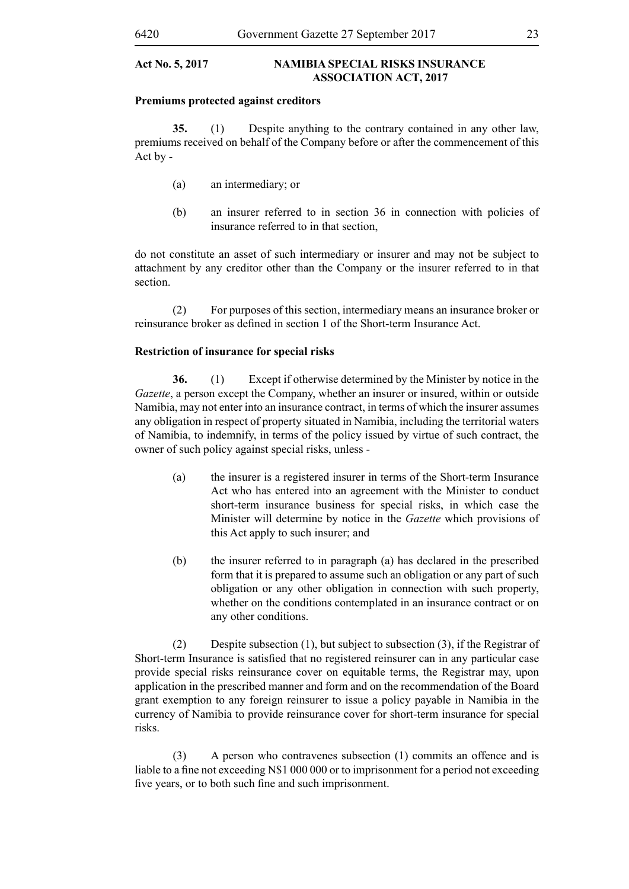**Premiums protected against creditors**

**35.** (1) Despite anything to the contrary contained in any other law, premiums received on behalf of the Company before or after the commencement of this Act by -

(a) an intermediary; or

(b) an insurer referred to in section 36 in connection with policies of insurance referred to in that section,

do not constitute an asset of such intermediary or insurer and may not be subject to attachment by any creditor other than the Company or the insurer referred to in that section.

(2) For purposes of this section, intermediary means an insurance broker or reinsurance broker as defined in section 1 of the Short-term Insurance Act.

**Restriction of insurance for special risks**

**36.** (1) Except if otherwise determined by the Minister by notice in the *Gazette*, a person except the Company, whether an insurer or insured, within or outside Namibia, may not enter into an insurance contract, in terms of which the insurer assumes any obligation in respect of property situated in Namibia, including the territorial waters of Namibia, to indemnify, in terms of the policy issued by virtue of such contract, the owner of such policy against special risks, unless -

(a) the insurer is a registered insurer in terms of the Short-term Insurance Act who has entered into an agreement with the Minister to conduct short-term insurance business for special risks, in which case the Minister will determine by notice in the *Gazette* which provisions of this Act apply to such insurer; and

(b) the insurer referred to in paragraph (a) has declared in the prescribed form that it is prepared to assume such an obligation or any part of such obligation or any other obligation in connection with such property, whether on the conditions contemplated in an insurance contract or on any other conditions.

(2) Despite subsection (1), but subject to subsection (3), if the Registrar of Short-term Insurance is satisfied that no registered reinsurer can in any particular case provide special risks reinsurance cover on equitable terms, the Registrar may, upon application in the prescribed manner and form and on the recommendation of the Board grant exemption to any foreign reinsurer to issue a policy payable in Namibia in the currency of Namibia to provide reinsurance cover for short-term insurance for special risks.

(3) A person who contravenes subsection (1) commits an offence and is liable to a fine not exceeding N$1 000 000 or to imprisonment for a period not exceeding five years, or to both such fine and such imprisonment.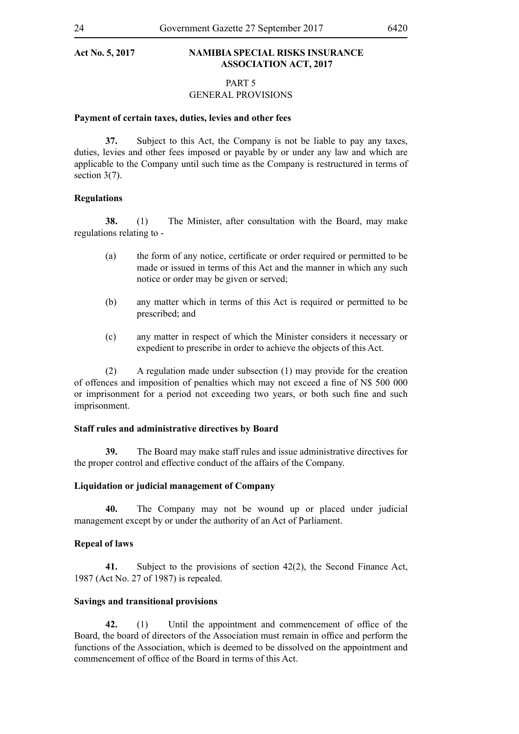## PART 5
## GENERAL PROVISIONS

**Payment of certain taxes, duties, levies and other fees**

**37.** Subject to this Act, the Company is not be liable to pay any taxes, duties, levies and other fees imposed or payable by or under any law and which are applicable to the Company until such time as the Company is restructured in terms of section 3(7).

**Regulations**

**38.** (1) The Minister, after consultation with the Board, may make regulations relating to -

(a) the form of any notice, certificate or order required or permitted to be made or issued in terms of this Act and the manner in which any such notice or order may be given or served;

(b) any matter which in terms of this Act is required or permitted to be prescribed; and

(c) any matter in respect of which the Minister considers it necessary or expedient to prescribe in order to achieve the objects of this Act.

(2) A regulation made under subsection (1) may provide for the creation of offences and imposition of penalties which may not exceed a fine of N$ 500 000 or imprisonment for a period not exceeding two years, or both such fine and such imprisonment.

**Staff rules and administrative directives by Board**

**39.** The Board may make staff rules and issue administrative directives for the proper control and effective conduct of the affairs of the Company.

**Liquidation or judicial management of Company**

**40.** The Company may not be wound up or placed under judicial management except by or under the authority of an Act of Parliament.

**Repeal of laws**

**41.** Subject to the provisions of section 42(2), the Second Finance Act, 1987 (Act No. 27 of 1987) is repealed.

**Savings and transitional provisions**

**42.** (1) Until the appointment and commencement of office of the Board, the board of directors of the Association must remain in office and perform the functions of the Association, which is deemed to be dissolved on the appointment and commencement of office of the Board in terms of this Act.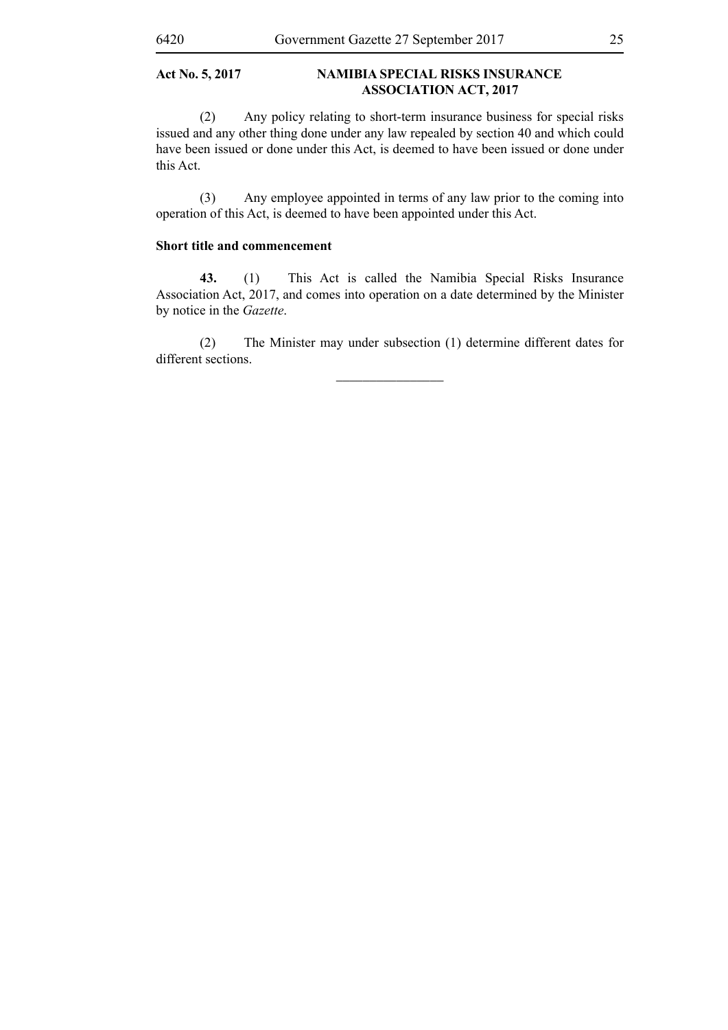(2) Any policy relating to short-term insurance business for special risks issued and any other thing done under any law repealed by section 40 and which could have been issued or done under this Act, is deemed to have been issued or done under this Act.

(3) Any employee appointed in terms of any law prior to the coming into operation of this Act, is deemed to have been appointed under this Act.

**Short title and commencement**

**43.** (1) This Act is called the Namibia Special Risks Insurance Association Act, 2017, and comes into operation on a date determined by the Minister by notice in the *Gazette*.

(2) The Minister may under subsection (1) determine different dates for different sections.

________________